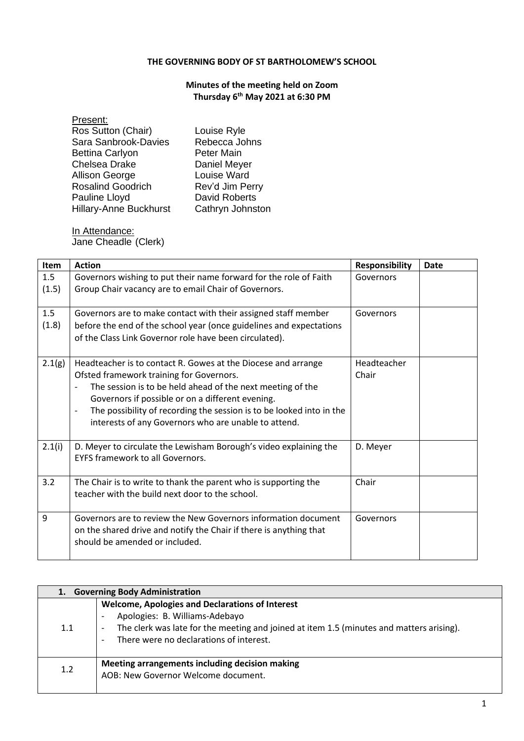**THE GOVERNING BODY OF ST BARTHOLOMEW'S SCHOOL**

**Minutes of the meeting held on Zoom**
**Thursday 6th May 2021 at 6:30 PM**

Present:

| | |
|---|---|
| Ros Sutton (Chair) | Louise Ryle |
| Sara Sanbrook-Davies | Rebecca Johns |
| Bettina Carlyon | Peter Main |
| Chelsea Drake | Daniel Meyer |
| Allison George | Louise Ward |
| Rosalind Goodrich | Rev'd Jim Perry |
| Pauline Lloyd | David Roberts |
| Hillary-Anne Buckhurst | Cathryn Johnston |

In Attendance:
Jane Cheadle (Clerk)

| Item | Action | Responsibility | Date |
|---|---|---|---|
| 1.5 (1.5) | Governors wishing to put their name forward for the role of Faith Group Chair vacancy are to email Chair of Governors. | Governors | |
| 1.5 (1.8) | Governors are to make contact with their assigned staff member before the end of the school year (once guidelines and expectations of the Class Link Governor role have been circulated). | Governors | |
| 2.1(g) | Headteacher is to contact R. Gowes at the Diocese and arrange Ofsted framework training for Governors.<br>- The session is to be held ahead of the next meeting of the Governors if possible or on a different evening.<br>- The possibility of recording the session is to be looked into in the interests of any Governors who are unable to attend. | Headteacher Chair | |
| 2.1(i) | D. Meyer to circulate the Lewisham Borough's video explaining the EYFS framework to all Governors. | D. Meyer | |
| 3.2 | The Chair is to write to thank the parent who is supporting the teacher with the build next door to the school. | Chair | |
| 9 | Governors are to review the New Governors information document on the shared drive and notify the Chair if there is anything that should be amended or included. | Governors | |

| **1. Governing Body Administration** | |
|---|---|
| 1.1 | **Welcome, Apologies and Declarations of Interest**<br>- Apologies: B. Williams-Adebayo<br>- The clerk was late for the meeting and joined at item 1.5 (minutes and matters arising).<br>- There were no declarations of interest. |
| 1.2 | **Meeting arrangements including decision making**<br>AOB: New Governor Welcome document. |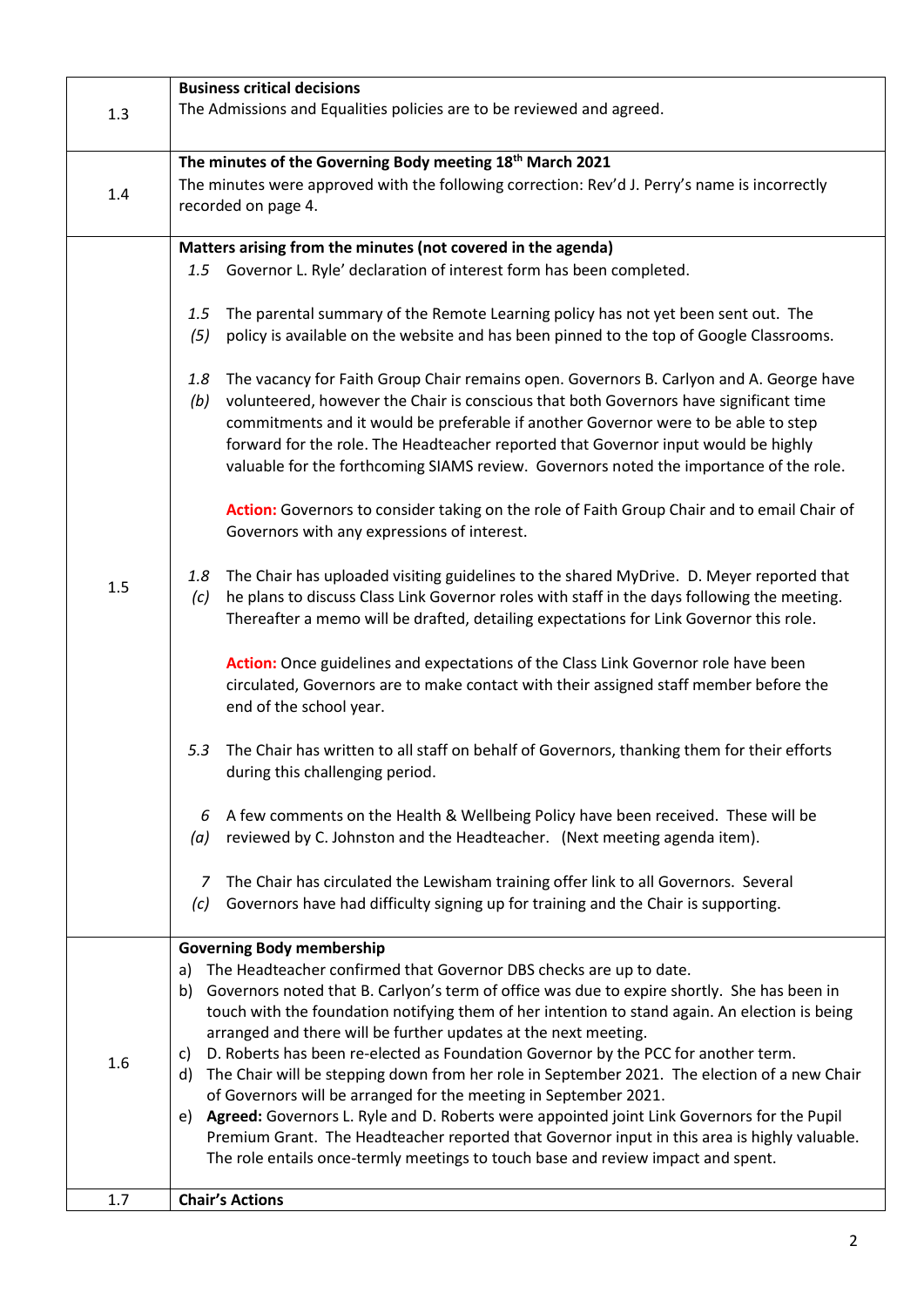| | |
|---|---|
| 1.3 | **Business critical decisions**<br>The Admissions and Equalities policies are to be reviewed and agreed. |
| 1.4 | **The minutes of the Governing Body meeting 18th March 2021**<br>The minutes were approved with the following correction: Rev'd J. Perry's name is incorrectly recorded on page 4. |
| 1.5 | **Matters arising from the minutes (not covered in the agenda)**<br>*1.5* Governor L. Ryle' declaration of interest form has been completed.<br><br>*1.5 (5)* The parental summary of the Remote Learning policy has not yet been sent out. The policy is available on the website and has been pinned to the top of Google Classrooms.<br><br>*1.8 (b)* The vacancy for Faith Group Chair remains open. Governors B. Carlyon and A. George have volunteered, however the Chair is conscious that both Governors have significant time commitments and it would be preferable if another Governor were to be able to step forward for the role. The Headteacher reported that Governor input would be highly valuable for the forthcoming SIAMS review. Governors noted the importance of the role.<br><br>**Action:** Governors to consider taking on the role of Faith Group Chair and to email Chair of Governors with any expressions of interest.<br><br>*1.8 (c)* The Chair has uploaded visiting guidelines to the shared MyDrive. D. Meyer reported that he plans to discuss Class Link Governor roles with staff in the days following the meeting. Thereafter a memo will be drafted, detailing expectations for Link Governor this role.<br><br>**Action:** Once guidelines and expectations of the Class Link Governor role have been circulated, Governors are to make contact with their assigned staff member before the end of the school year.<br><br>*5.3* The Chair has written to all staff on behalf of Governors, thanking them for their efforts during this challenging period.<br><br>*6 (a)* A few comments on the Health & Wellbeing Policy have been received. These will be reviewed by C. Johnston and the Headteacher. (Next meeting agenda item).<br><br>*7 (c)* The Chair has circulated the Lewisham training offer link to all Governors. Several Governors have had difficulty signing up for training and the Chair is supporting. |
| 1.6 | **Governing Body membership**<br>a) The Headteacher confirmed that Governor DBS checks are up to date.<br>b) Governors noted that B. Carlyon's term of office was due to expire shortly. She has been in touch with the foundation notifying them of her intention to stand again. An election is being arranged and there will be further updates at the next meeting.<br>c) D. Roberts has been re-elected as Foundation Governor by the PCC for another term.<br>d) The Chair will be stepping down from her role in September 2021. The election of a new Chair of Governors will be arranged for the meeting in September 2021.<br>e) **Agreed:** Governors L. Ryle and D. Roberts were appointed joint Link Governors for the Pupil Premium Grant. The Headteacher reported that Governor input in this area is highly valuable. The role entails once-termly meetings to touch base and review impact and spent. |
| 1.7 | **Chair's Actions** |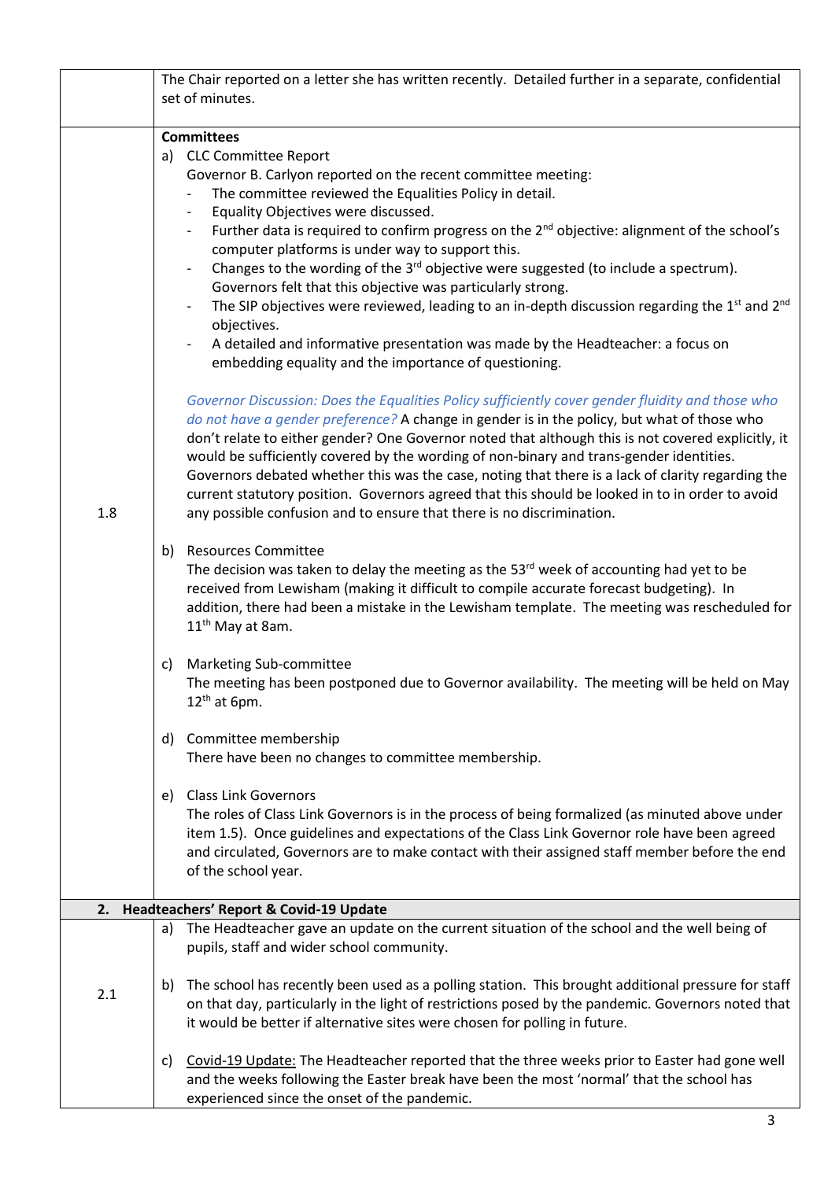| | |
|---|---|
| | The Chair reported on a letter she has written recently. Detailed further in a separate, confidential set of minutes. |
| 1.8 | **Committees**<br>a) CLC Committee Report<br>Governor B. Carlyon reported on the recent committee meeting:<br>- The committee reviewed the Equalities Policy in detail.<br>- Equality Objectives were discussed.<br>- Further data is required to confirm progress on the 2nd objective: alignment of the school's computer platforms is under way to support this.<br>- Changes to the wording of the 3rd objective were suggested (to include a spectrum). Governors felt that this objective was particularly strong.<br>- The SIP objectives were reviewed, leading to an in-depth discussion regarding the 1st and 2nd objectives.<br>- A detailed and informative presentation was made by the Headteacher: a focus on embedding equality and the importance of questioning.<br><br>*Governor Discussion: Does the Equalities Policy sufficiently cover gender fluidity and those who do not have a gender preference?* A change in gender is in the policy, but what of those who don't relate to either gender? One Governor noted that although this is not covered explicitly, it would be sufficiently covered by the wording of non-binary and trans-gender identities. Governors debated whether this was the case, noting that there is a lack of clarity regarding the current statutory position. Governors agreed that this should be looked in to in order to avoid any possible confusion and to ensure that there is no discrimination.<br><br>b) Resources Committee<br>The decision was taken to delay the meeting as the 53rd week of accounting had yet to be received from Lewisham (making it difficult to compile accurate forecast budgeting). In addition, there had been a mistake in the Lewisham template. The meeting was rescheduled for 11th May at 8am.<br><br>c) Marketing Sub-committee<br>The meeting has been postponed due to Governor availability. The meeting will be held on May 12th at 6pm.<br><br>d) Committee membership<br>There have been no changes to committee membership.<br><br>e) Class Link Governors<br>The roles of Class Link Governors is in the process of being formalized (as minuted above under item 1.5). Once guidelines and expectations of the Class Link Governor role have been agreed and circulated, Governors are to make contact with their assigned staff member before the end of the school year. |
| **2. Headteachers' Report & Covid-19 Update** | |
| 2.1 | a) The Headteacher gave an update on the current situation of the school and the well being of pupils, staff and wider school community.<br><br>b) The school has recently been used as a polling station. This brought additional pressure for staff on that day, particularly in the light of restrictions posed by the pandemic. Governors noted that it would be better if alternative sites were chosen for polling in future.<br><br>c) <u>Covid-19 Update:</u> The Headteacher reported that the three weeks prior to Easter had gone well and the weeks following the Easter break have been the most 'normal' that the school has experienced since the onset of the pandemic. |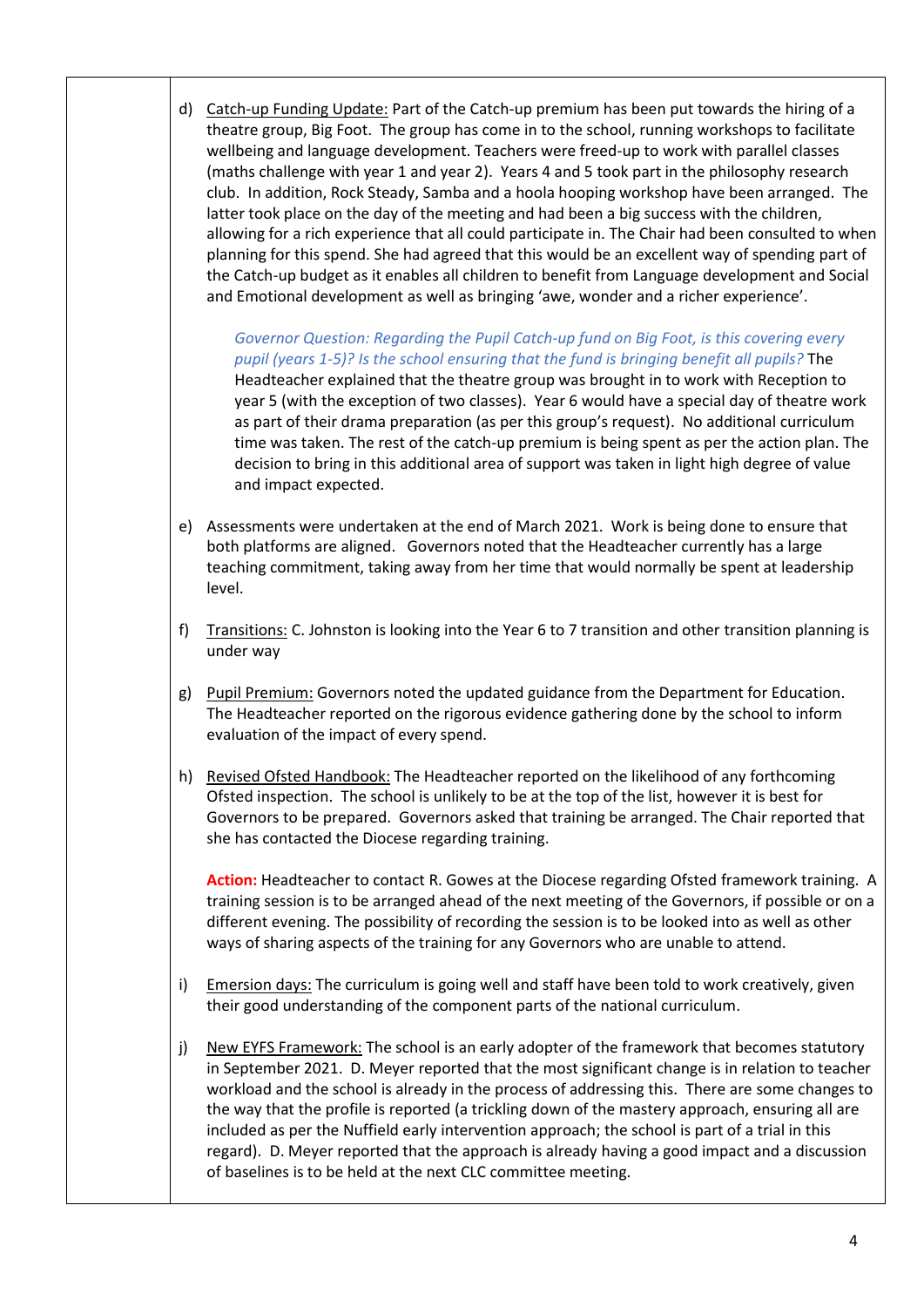d) <u>Catch-up Funding Update:</u> Part of the Catch-up premium has been put towards the hiring of a theatre group, Big Foot. The group has come in to the school, running workshops to facilitate wellbeing and language development. Teachers were freed-up to work with parallel classes (maths challenge with year 1 and year 2). Years 4 and 5 took part in the philosophy research club. In addition, Rock Steady, Samba and a hoola hooping workshop have been arranged. The latter took place on the day of the meeting and had been a big success with the children, allowing for a rich experience that all could participate in. The Chair had been consulted to when planning for this spend. She had agreed that this would be an excellent way of spending part of the Catch-up budget as it enables all children to benefit from Language development and Social and Emotional development as well as bringing 'awe, wonder and a richer experience'.

   *Governor Question: Regarding the Pupil Catch-up fund on Big Foot, is this covering every pupil (years 1-5)? Is the school ensuring that the fund is bringing benefit all pupils?* The Headteacher explained that the theatre group was brought in to work with Reception to year 5 (with the exception of two classes). Year 6 would have a special day of theatre work as part of their drama preparation (as per this group's request). No additional curriculum time was taken. The rest of the catch-up premium is being spent as per the action plan. The decision to bring in this additional area of support was taken in light high degree of value and impact expected.

e) Assessments were undertaken at the end of March 2021. Work is being done to ensure that both platforms are aligned. Governors noted that the Headteacher currently has a large teaching commitment, taking away from her time that would normally be spent at leadership level.

f) <u>Transitions:</u> C. Johnston is looking into the Year 6 to 7 transition and other transition planning is under way

g) <u>Pupil Premium:</u> Governors noted the updated guidance from the Department for Education. The Headteacher reported on the rigorous evidence gathering done by the school to inform evaluation of the impact of every spend.

h) <u>Revised Ofsted Handbook:</u> The Headteacher reported on the likelihood of any forthcoming Ofsted inspection. The school is unlikely to be at the top of the list, however it is best for Governors to be prepared. Governors asked that training be arranged. The Chair reported that she has contacted the Diocese regarding training.

   **Action:** Headteacher to contact R. Gowes at the Diocese regarding Ofsted framework training. A training session is to be arranged ahead of the next meeting of the Governors, if possible or on a different evening. The possibility of recording the session is to be looked into as well as other ways of sharing aspects of the training for any Governors who are unable to attend.

i) <u>Emersion days:</u> The curriculum is going well and staff have been told to work creatively, given their good understanding of the component parts of the national curriculum.

j) <u>New EYFS Framework:</u> The school is an early adopter of the framework that becomes statutory in September 2021. D. Meyer reported that the most significant change is in relation to teacher workload and the school is already in the process of addressing this. There are some changes to the way that the profile is reported (a trickling down of the mastery approach, ensuring all are included as per the Nuffield early intervention approach; the school is part of a trial in this regard). D. Meyer reported that the approach is already having a good impact and a discussion of baselines is to be held at the next CLC committee meeting.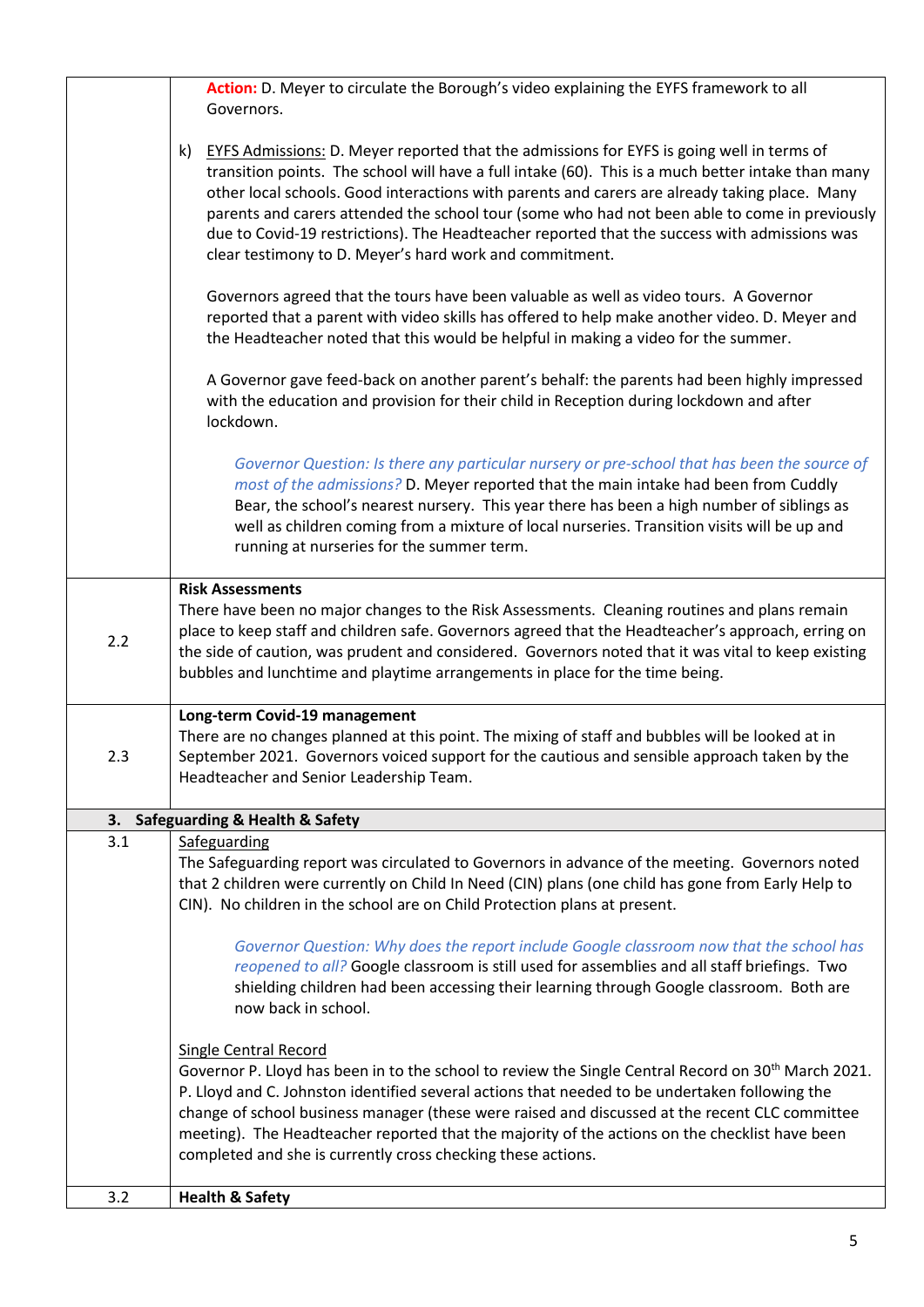| | |
|---|---|
| | **Action:** D. Meyer to circulate the Borough's video explaining the EYFS framework to all Governors.<br><br>k) EYFS Admissions: D. Meyer reported that the admissions for EYFS is going well in terms of transition points. The school will have a full intake (60). This is a much better intake than many other local schools. Good interactions with parents and carers are already taking place. Many parents and carers attended the school tour (some who had not been able to come in previously due to Covid-19 restrictions). The Headteacher reported that the success with admissions was clear testimony to D. Meyer's hard work and commitment.<br><br>Governors agreed that the tours have been valuable as well as video tours. A Governor reported that a parent with video skills has offered to help make another video. D. Meyer and the Headteacher noted that this would be helpful in making a video for the summer.<br><br>A Governor gave feed-back on another parent's behalf: the parents had been highly impressed with the education and provision for their child in Reception during lockdown and after lockdown.<br><br>*Governor Question: Is there any particular nursery or pre-school that has been the source of most of the admissions?* D. Meyer reported that the main intake had been from Cuddly Bear, the school's nearest nursery. This year there has been a high number of siblings as well as children coming from a mixture of local nurseries. Transition visits will be up and running at nurseries for the summer term. |
| 2.2 | **Risk Assessments**<br>There have been no major changes to the Risk Assessments. Cleaning routines and plans remain place to keep staff and children safe. Governors agreed that the Headteacher's approach, erring on the side of caution, was prudent and considered. Governors noted that it was vital to keep existing bubbles and lunchtime and playtime arrangements in place for the time being. |
| 2.3 | **Long-term Covid-19 management**<br>There are no changes planned at this point. The mixing of staff and bubbles will be looked at in September 2021. Governors voiced support for the cautious and sensible approach taken by the Headteacher and Senior Leadership Team. |
| **3. Safeguarding & Health & Safety** | |
| 3.1 | Safeguarding<br>The Safeguarding report was circulated to Governors in advance of the meeting. Governors noted that 2 children were currently on Child In Need (CIN) plans (one child has gone from Early Help to CIN). No children in the school are on Child Protection plans at present.<br><br>*Governor Question: Why does the report include Google classroom now that the school has reopened to all?* Google classroom is still used for assemblies and all staff briefings. Two shielding children had been accessing their learning through Google classroom. Both are now back in school.<br><br>Single Central Record<br>Governor P. Lloyd has been in to the school to review the Single Central Record on 30th March 2021. P. Lloyd and C. Johnston identified several actions that needed to be undertaken following the change of school business manager (these were raised and discussed at the recent CLC committee meeting). The Headteacher reported that the majority of the actions on the checklist have been completed and she is currently cross checking these actions. |
| 3.2 | **Health & Safety** |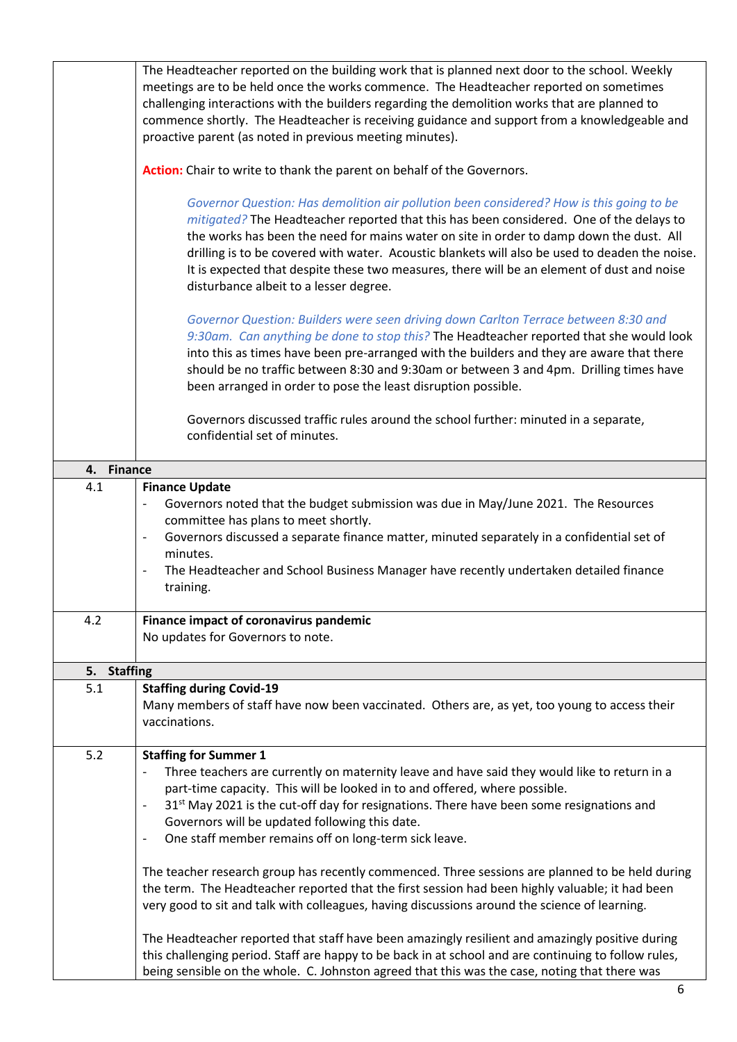| | |
|---|---|
| | The Headteacher reported on the building work that is planned next door to the school. Weekly meetings are to be held once the works commence. The Headteacher reported on sometimes challenging interactions with the builders regarding the demolition works that are planned to commence shortly. The Headteacher is receiving guidance and support from a knowledgeable and proactive parent (as noted in previous meeting minutes).<br><br>**Action:** Chair to write to thank the parent on behalf of the Governors.<br><br>*Governor Question: Has demolition air pollution been considered? How is this going to be mitigated?* The Headteacher reported that this has been considered. One of the delays to the works has been the need for mains water on site in order to damp down the dust. All drilling is to be covered with water. Acoustic blankets will also be used to deaden the noise. It is expected that despite these two measures, there will be an element of dust and noise disturbance albeit to a lesser degree.<br><br>*Governor Question: Builders were seen driving down Carlton Terrace between 8:30 and 9:30am. Can anything be done to stop this?* The Headteacher reported that she would look into this as times have been pre-arranged with the builders and they are aware that there should be no traffic between 8:30 and 9:30am or between 3 and 4pm. Drilling times have been arranged in order to pose the least disruption possible.<br><br>Governors discussed traffic rules around the school further: minuted in a separate, confidential set of minutes. |
| **4. Finance** | |
| 4.1 | **Finance Update**<br>- Governors noted that the budget submission was due in May/June 2021. The Resources committee has plans to meet shortly.<br>- Governors discussed a separate finance matter, minuted separately in a confidential set of minutes.<br>- The Headteacher and School Business Manager have recently undertaken detailed finance training. |
| 4.2 | **Finance impact of coronavirus pandemic**<br>No updates for Governors to note. |
| **5. Staffing** | |
| 5.1 | **Staffing during Covid-19**<br>Many members of staff have now been vaccinated. Others are, as yet, too young to access their vaccinations. |
| 5.2 | **Staffing for Summer 1**<br>- Three teachers are currently on maternity leave and have said they would like to return in a part-time capacity. This will be looked in to and offered, where possible.<br>- 31st May 2021 is the cut-off day for resignations. There have been some resignations and Governors will be updated following this date.<br>- One staff member remains off on long-term sick leave.<br><br>The teacher research group has recently commenced. Three sessions are planned to be held during the term. The Headteacher reported that the first session had been highly valuable; it had been very good to sit and talk with colleagues, having discussions around the science of learning.<br><br>The Headteacher reported that staff have been amazingly resilient and amazingly positive during this challenging period. Staff are happy to be back in at school and are continuing to follow rules, being sensible on the whole. C. Johnston agreed that this was the case, noting that there was |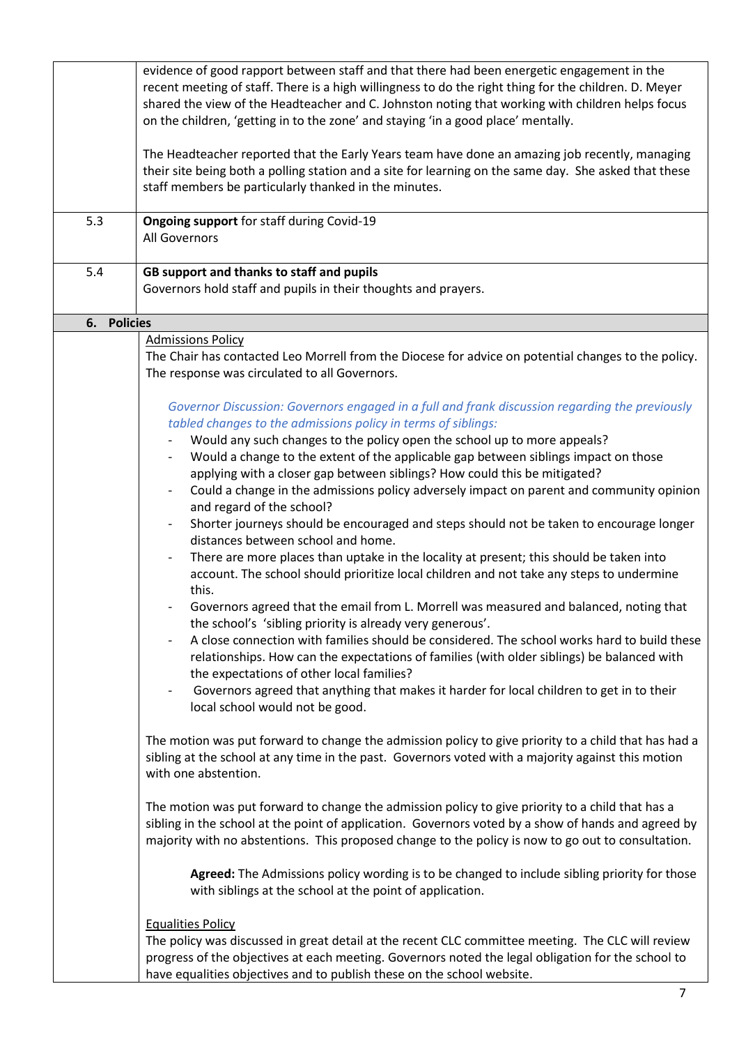| | |
|---|---|
| | evidence of good rapport between staff and that there had been energetic engagement in the recent meeting of staff. There is a high willingness to do the right thing for the children. D. Meyer shared the view of the Headteacher and C. Johnston noting that working with children helps focus on the children, 'getting in to the zone' and staying 'in a good place' mentally.<br><br>The Headteacher reported that the Early Years team have done an amazing job recently, managing their site being both a polling station and a site for learning on the same day. She asked that these staff members be particularly thanked in the minutes. |
| 5.3 | **Ongoing support** for staff during Covid-19<br>All Governors |
| 5.4 | **GB support and thanks to staff and pupils**<br>Governors hold staff and pupils in their thoughts and prayers. |

## 6. Policies

Admissions Policy

The Chair has contacted Leo Morrell from the Diocese for advice on potential changes to the policy. The response was circulated to all Governors.

*Governor Discussion: Governors engaged in a full and frank discussion regarding the previously tabled changes to the admissions policy in terms of siblings:*

- Would any such changes to the policy open the school up to more appeals?
- Would a change to the extent of the applicable gap between siblings impact on those applying with a closer gap between siblings? How could this be mitigated?
- Could a change in the admissions policy adversely impact on parent and community opinion and regard of the school?
- Shorter journeys should be encouraged and steps should not be taken to encourage longer distances between school and home.
- There are more places than uptake in the locality at present; this should be taken into account. The school should prioritize local children and not take any steps to undermine this.
- Governors agreed that the email from L. Morrell was measured and balanced, noting that the school's 'sibling priority is already very generous'.
- A close connection with families should be considered. The school works hard to build these relationships. How can the expectations of families (with older siblings) be balanced with the expectations of other local families?
- Governors agreed that anything that makes it harder for local children to get in to their local school would not be good.

The motion was put forward to change the admission policy to give priority to a child that has had a sibling at the school at any time in the past. Governors voted with a majority against this motion with one abstention.

The motion was put forward to change the admission policy to give priority to a child that has a sibling in the school at the point of application. Governors voted by a show of hands and agreed by majority with no abstentions. This proposed change to the policy is now to go out to consultation.

**Agreed:** The Admissions policy wording is to be changed to include sibling priority for those with siblings at the school at the point of application.

Equalities Policy

The policy was discussed in great detail at the recent CLC committee meeting. The CLC will review progress of the objectives at each meeting. Governors noted the legal obligation for the school to have equalities objectives and to publish these on the school website.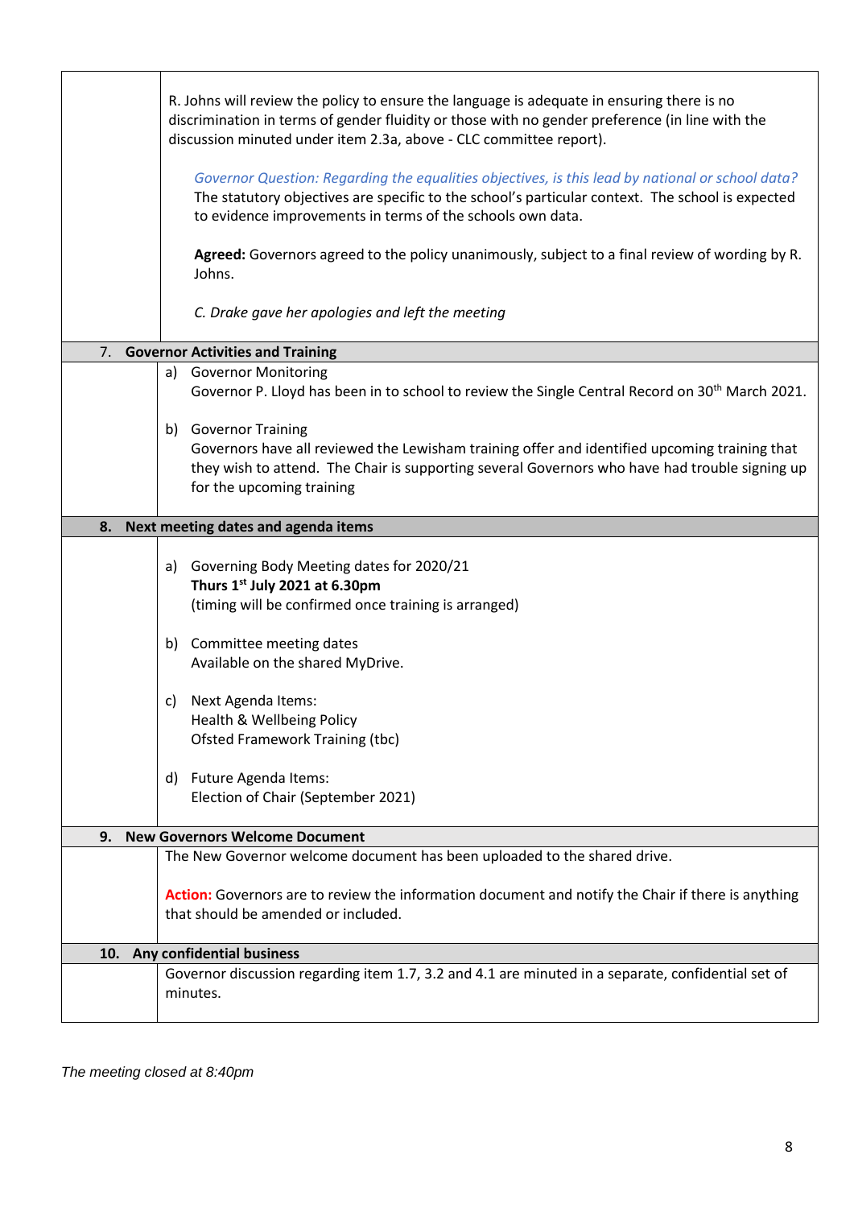R. Johns will review the policy to ensure the language is adequate in ensuring there is no discrimination in terms of gender fluidity or those with no gender preference (in line with the discussion minuted under item 2.3a, above - CLC committee report).

*Governor Question: Regarding the equalities objectives, is this lead by national or school data?*
The statutory objectives are specific to the school's particular context. The school is expected to evidence improvements in terms of the schools own data.

**Agreed:** Governors agreed to the policy unanimously, subject to a final review of wording by R. Johns.

*C. Drake gave her apologies and left the meeting*

## 7. Governor Activities and Training

a) Governor Monitoring
Governor P. Lloyd has been in to school to review the Single Central Record on 30th March 2021.

b) Governor Training
Governors have all reviewed the Lewisham training offer and identified upcoming training that they wish to attend. The Chair is supporting several Governors who have had trouble signing up for the upcoming training

## 8. Next meeting dates and agenda items

a) Governing Body Meeting dates for 2020/21
**Thurs 1st July 2021 at 6.30pm**
(timing will be confirmed once training is arranged)

b) Committee meeting dates
Available on the shared MyDrive.

c) Next Agenda Items:
Health & Wellbeing Policy
Ofsted Framework Training (tbc)

d) Future Agenda Items:
Election of Chair (September 2021)

## 9. New Governors Welcome Document

The New Governor welcome document has been uploaded to the shared drive.

**Action:** Governors are to review the information document and notify the Chair if there is anything that should be amended or included.

## 10. Any confidential business

Governor discussion regarding item 1.7, 3.2 and 4.1 are minuted in a separate, confidential set of minutes.

*The meeting closed at 8:40pm*